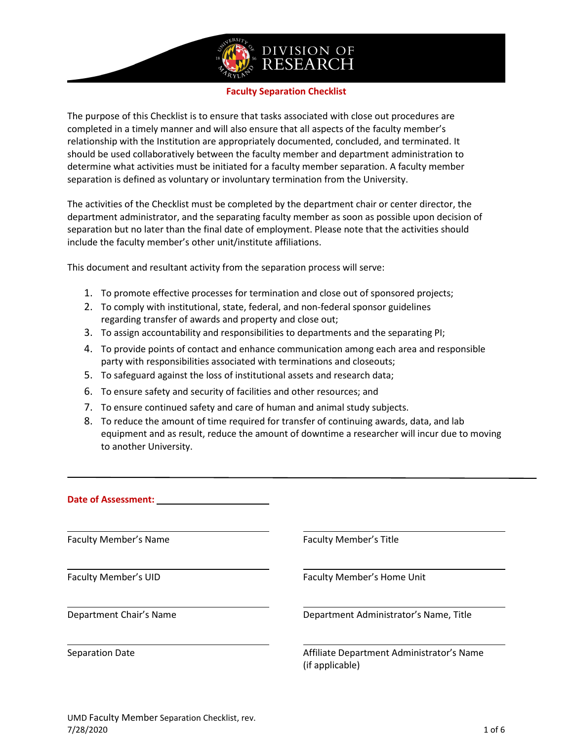# DIVISION OF RESEARCH

## Faculty Separation Checklist

The purpose of this Checklist is to ensure that tasks associated with close out procedures are completed in a timely manner and will also ensure that all aspects of the faculty member's relationship with the Institution are appropriately documented, concluded, and terminated. It should be used collaboratively between the faculty member and department administration to determine what activities must be initiated for a faculty member separation. A faculty member separation is defined as voluntary or involuntary termination from the University.

The activities of the Checklist must be completed by the department chair or center director, the department administrator, and the separating faculty member as soon as possible upon decision of separation but no later than the final date of employment. Please note that the activities should include the faculty member's other unit/institute affiliations.

This document and resultant activity from the separation process will serve:

1. To promote effective processes for termination and close out of sponsored projects;
2. To comply with institutional, state, federal, and non-federal sponsor guidelines regarding transfer of awards and property and close out;
3. To assign accountability and responsibilities to departments and the separating PI;
4. To provide points of contact and enhance communication among each area and responsible party with responsibilities associated with terminations and closeouts;
5. To safeguard against the loss of institutional assets and research data;
6. To ensure safety and security of facilities and other resources; and
7. To ensure continued safety and care of human and animal study subjects.
8. To reduce the amount of time required for transfer of continuing awards, data, and lab equipment and as result, reduce the amount of downtime a researcher will incur due to moving to another University.

---

**Date of Assessment:** ______________________

| | |
|---|---|
| Faculty Member's Name | Faculty Member's Title |
| Faculty Member's UID | Faculty Member's Home Unit |
| Department Chair's Name | Department Administrator's Name, Title |
| Separation Date | Affiliate Department Administrator's Name (if applicable) |

UMD Faculty Member Separation Checklist, rev. 7/28/2020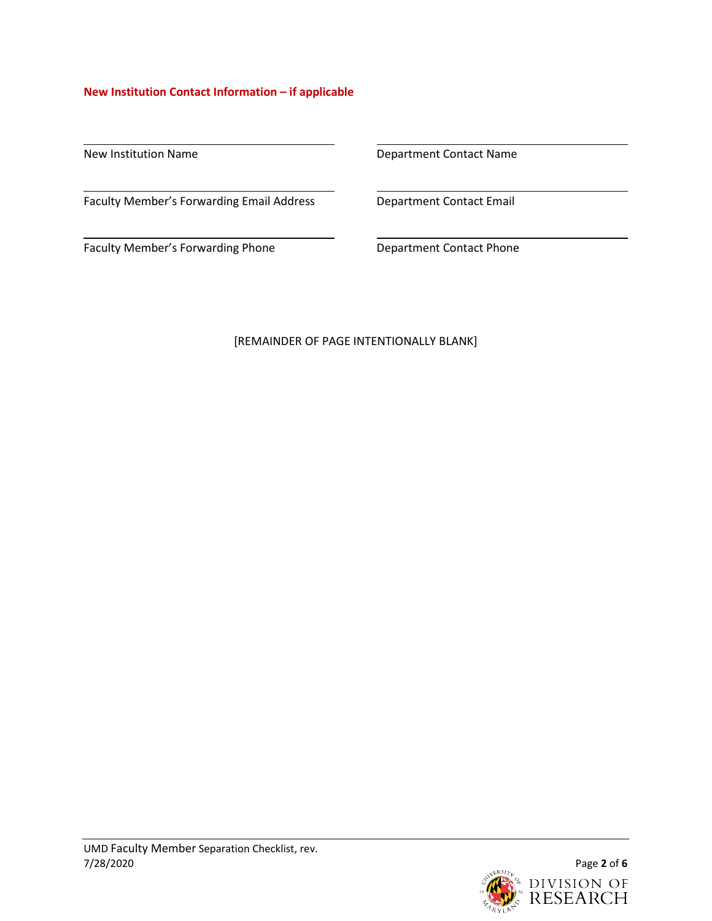**New Institution Contact Information – if applicable**

| | |
|---|---|
| New Institution Name | Department Contact Name |
| Faculty Member's Forwarding Email Address | Department Contact Email |
| Faculty Member's Forwarding Phone | Department Contact Phone |

[REMAINDER OF PAGE INTENTIONALLY BLANK]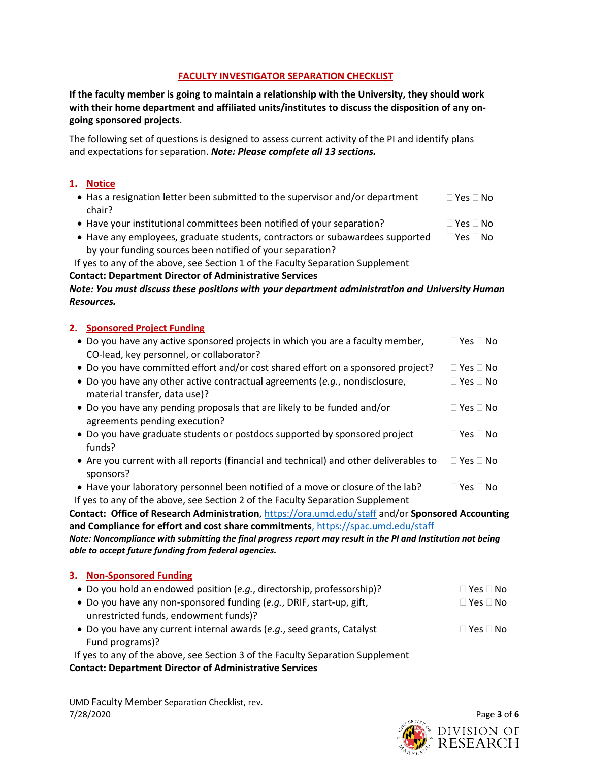# FACULTY INVESTIGATOR SEPARATION CHECKLIST

**If the faculty member is going to maintain a relationship with the University, they should work with their home department and affiliated units/institutes to discuss the disposition of any on-going sponsored projects**.

The following set of questions is designed to assess current activity of the PI and identify plans and expectations for separation. ***Note: Please complete all 13 sections.***

## 1. Notice

- Has a resignation letter been submitted to the supervisor and/or department chair? ☐ Yes ☐ No
- Have your institutional committees been notified of your separation? ☐ Yes ☐ No
- Have any employees, graduate students, contractors or subawardees supported by your funding sources been notified of your separation? ☐ Yes ☐ No

If yes to any of the above, see Section 1 of the Faculty Separation Supplement

**Contact: Department Director of Administrative Services**

***Note: You must discuss these positions with your department administration and University Human Resources.***

## 2. Sponsored Project Funding

- Do you have any active sponsored projects in which you are a faculty member, CO-lead, key personnel, or collaborator? ☐ Yes ☐ No
- Do you have committed effort and/or cost shared effort on a sponsored project? ☐ Yes ☐ No
- Do you have any other active contractual agreements (*e.g.*, nondisclosure, material transfer, data use)? ☐ Yes ☐ No
- Do you have any pending proposals that are likely to be funded and/or agreements pending execution? ☐ Yes ☐ No
- Do you have graduate students or postdocs supported by sponsored project funds? ☐ Yes ☐ No
- Are you current with all reports (financial and technical) and other deliverables to sponsors? ☐ Yes ☐ No
- Have your laboratory personnel been notified of a move or closure of the lab? ☐ Yes ☐ No

If yes to any of the above, see Section 2 of the Faculty Separation Supplement

**Contact: Office of Research Administration**, https://ora.umd.edu/staff and/or **Sponsored Accounting and Compliance for effort and cost share commitments**, https://spac.umd.edu/staff

***Note: Noncompliance with submitting the final progress report may result in the PI and Institution not being able to accept future funding from federal agencies.***

## 3. Non-Sponsored Funding

- Do you hold an endowed position (*e.g.*, directorship, professorship)? ☐ Yes ☐ No
- Do you have any non-sponsored funding (*e.g.*, DRIF, start-up, gift, unrestricted funds, endowment funds)? ☐ Yes ☐ No
- Do you have any current internal awards (*e.g.*, seed grants, Catalyst Fund programs)? ☐ Yes ☐ No

If yes to any of the above, see Section 3 of the Faculty Separation Supplement

**Contact: Department Director of Administrative Services**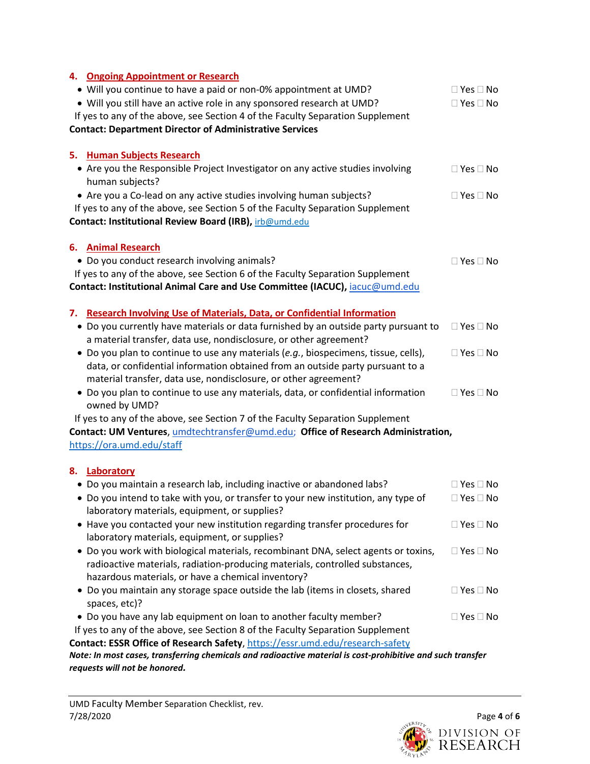## 4. Ongoing Appointment or Research

- Will you continue to have a paid or non-0% appointment at UMD? ☐ Yes ☐ No
- Will you still have an active role in any sponsored research at UMD? ☐ Yes ☐ No

If yes to any of the above, see Section 4 of the Faculty Separation Supplement

**Contact: Department Director of Administrative Services**

## 5. Human Subjects Research

- Are you the Responsible Project Investigator on any active studies involving human subjects? ☐ Yes ☐ No
- Are you a Co-lead on any active studies involving human subjects? ☐ Yes ☐ No

If yes to any of the above, see Section 5 of the Faculty Separation Supplement

**Contact: Institutional Review Board (IRB),** irb@umd.edu

## 6. Animal Research

- Do you conduct research involving animals? ☐ Yes ☐ No

If yes to any of the above, see Section 6 of the Faculty Separation Supplement

**Contact: Institutional Animal Care and Use Committee (IACUC),** iacuc@umd.edu

## 7. Research Involving Use of Materials, Data, or Confidential Information

- Do you currently have materials or data furnished by an outside party pursuant to a material transfer, data use, nondisclosure, or other agreement? ☐ Yes ☐ No
- Do you plan to continue to use any materials (*e.g.*, biospecimens, tissue, cells), data, or confidential information obtained from an outside party pursuant to a material transfer, data use, nondisclosure, or other agreement? ☐ Yes ☐ No
- Do you plan to continue to use any materials, data, or confidential information owned by UMD? ☐ Yes ☐ No

If yes to any of the above, see Section 7 of the Faculty Separation Supplement

**Contact: UM Ventures**, umdtechtransfer@umd.edu; **Office of Research Administration,** https://ora.umd.edu/staff

## 8. Laboratory

- Do you maintain a research lab, including inactive or abandoned labs? ☐ Yes ☐ No
- Do you intend to take with you, or transfer to your new institution, any type of laboratory materials, equipment, or supplies? ☐ Yes ☐ No
- Have you contacted your new institution regarding transfer procedures for laboratory materials, equipment, or supplies? ☐ Yes ☐ No
- Do you work with biological materials, recombinant DNA, select agents or toxins, radioactive materials, radiation-producing materials, controlled substances, hazardous materials, or have a chemical inventory? ☐ Yes ☐ No
- Do you maintain any storage space outside the lab (items in closets, shared spaces, etc)? ☐ Yes ☐ No
- Do you have any lab equipment on loan to another faculty member? ☐ Yes ☐ No

If yes to any of the above, see Section 8 of the Faculty Separation Supplement

**Contact: ESSR Office of Research Safety,** https://essr.umd.edu/research-safety

***Note: In most cases, transferring chemicals and radioactive material is cost-prohibitive and such transfer requests will not be honored.***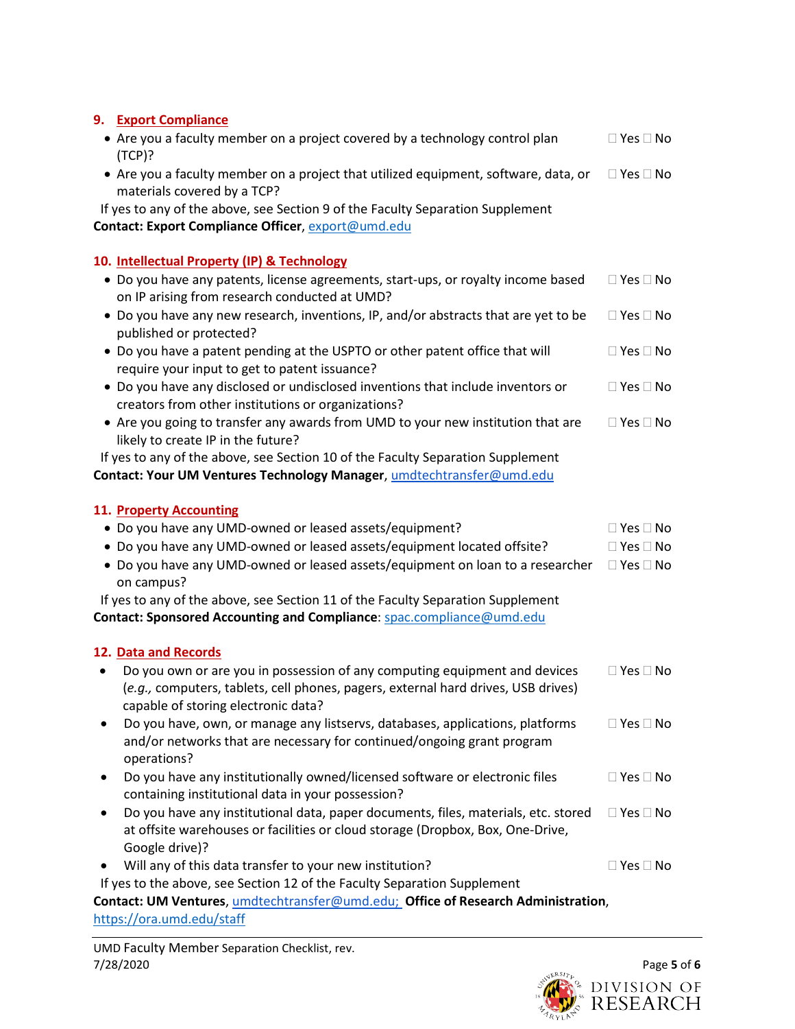## 9. Export Compliance

- Are you a faculty member on a project covered by a technology control plan (TCP)? ☐ Yes ☐ No
- Are you a faculty member on a project that utilized equipment, software, data, or materials covered by a TCP? ☐ Yes ☐ No

If yes to any of the above, see Section 9 of the Faculty Separation Supplement

**Contact: Export Compliance Officer**, export@umd.edu

## 10. Intellectual Property (IP) & Technology

- Do you have any patents, license agreements, start-ups, or royalty income based on IP arising from research conducted at UMD? ☐ Yes ☐ No
- Do you have any new research, inventions, IP, and/or abstracts that are yet to be published or protected? ☐ Yes ☐ No
- Do you have a patent pending at the USPTO or other patent office that will require your input to get to patent issuance? ☐ Yes ☐ No
- Do you have any disclosed or undisclosed inventions that include inventors or creators from other institutions or organizations? ☐ Yes ☐ No
- Are you going to transfer any awards from UMD to your new institution that are likely to create IP in the future? ☐ Yes ☐ No

If yes to any of the above, see Section 10 of the Faculty Separation Supplement

**Contact: Your UM Ventures Technology Manager**, umdtechtransfer@umd.edu

## 11. Property Accounting

- Do you have any UMD-owned or leased assets/equipment? ☐ Yes ☐ No
- Do you have any UMD-owned or leased assets/equipment located offsite? ☐ Yes ☐ No
- Do you have any UMD-owned or leased assets/equipment on loan to a researcher on campus? ☐ Yes ☐ No

If yes to any of the above, see Section 11 of the Faculty Separation Supplement

**Contact: Sponsored Accounting and Compliance**: spac.compliance@umd.edu

## 12. Data and Records

- Do you own or are you in possession of any computing equipment and devices (*e.g.,* computers, tablets, cell phones, pagers, external hard drives, USB drives) capable of storing electronic data? ☐ Yes ☐ No
- Do you have, own, or manage any listservs, databases, applications, platforms and/or networks that are necessary for continued/ongoing grant program operations? ☐ Yes ☐ No
- Do you have any institutionally owned/licensed software or electronic files containing institutional data in your possession? ☐ Yes ☐ No
- Do you have any institutional data, paper documents, files, materials, etc. stored at offsite warehouses or facilities or cloud storage (Dropbox, Box, One-Drive, Google drive)? ☐ Yes ☐ No
- Will any of this data transfer to your new institution? ☐ Yes ☐ No

If yes to the above, see Section 12 of the Faculty Separation Supplement

**Contact: UM Ventures**, umdtechtransfer@umd.edu; **Office of Research Administration**, https://ora.umd.edu/staff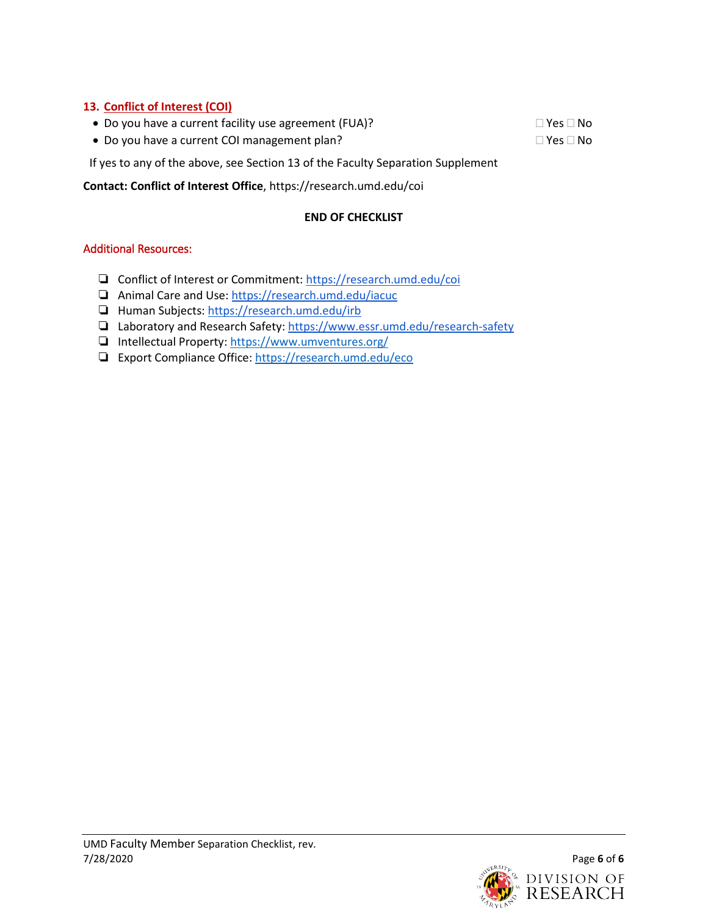## 13. Conflict of Interest (COI)

- Do you have a current facility use agreement (FUA)? ☐ Yes ☐ No
- Do you have a current COI management plan? ☐ Yes ☐ No

If yes to any of the above, see Section 13 of the Faculty Separation Supplement

**Contact: Conflict of Interest Office**, https://research.umd.edu/coi

**END OF CHECKLIST**

### Additional Resources:

- ❏ Conflict of Interest or Commitment: https://research.umd.edu/coi
- ❏ Animal Care and Use: https://research.umd.edu/iacuc
- ❏ Human Subjects: https://research.umd.edu/irb
- ❏ Laboratory and Research Safety: https://www.essr.umd.edu/research-safety
- ❏ Intellectual Property: https://www.umventures.org/
- ❏ Export Compliance Office: https://research.umd.edu/eco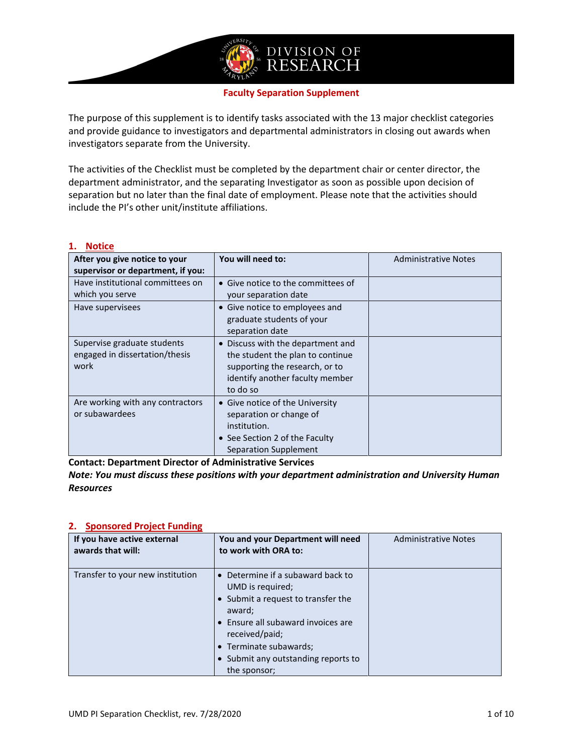# Faculty Separation Supplement

The purpose of this supplement is to identify tasks associated with the 13 major checklist categories and provide guidance to investigators and departmental administrators in closing out awards when investigators separate from the University.

The activities of the Checklist must be completed by the department chair or center director, the department administrator, and the separating Investigator as soon as possible upon decision of separation but no later than the final date of employment. Please note that the activities should include the PI's other unit/institute affiliations.

## 1. Notice

| After you give notice to your supervisor or department, if you: | You will need to: | Administrative Notes |
|---|---|---|
| Have institutional committees on which you serve | • Give notice to the committees of your separation date | |
| Have supervisees | • Give notice to employees and graduate students of your separation date | |
| Supervise graduate students engaged in dissertation/thesis work | • Discuss with the department and the student the plan to continue supporting the research, or to identify another faculty member to do so | |
| Are working with any contractors or subawardees | • Give notice of the University separation or change of institution.<br>• See Section 2 of the Faculty Separation Supplement | |

**Contact: Department Director of Administrative Services**

***Note: You must discuss these positions with your department administration and University Human Resources***

## 2. Sponsored Project Funding

| If you have active external awards that will: | You and your Department will need to work with ORA to: | Administrative Notes |
|---|---|---|
| Transfer to your new institution | • Determine if a subaward back to UMD is required;<br>• Submit a request to transfer the award;<br>• Ensure all subaward invoices are received/paid;<br>• Terminate subawards;<br>• Submit any outstanding reports to the sponsor; | |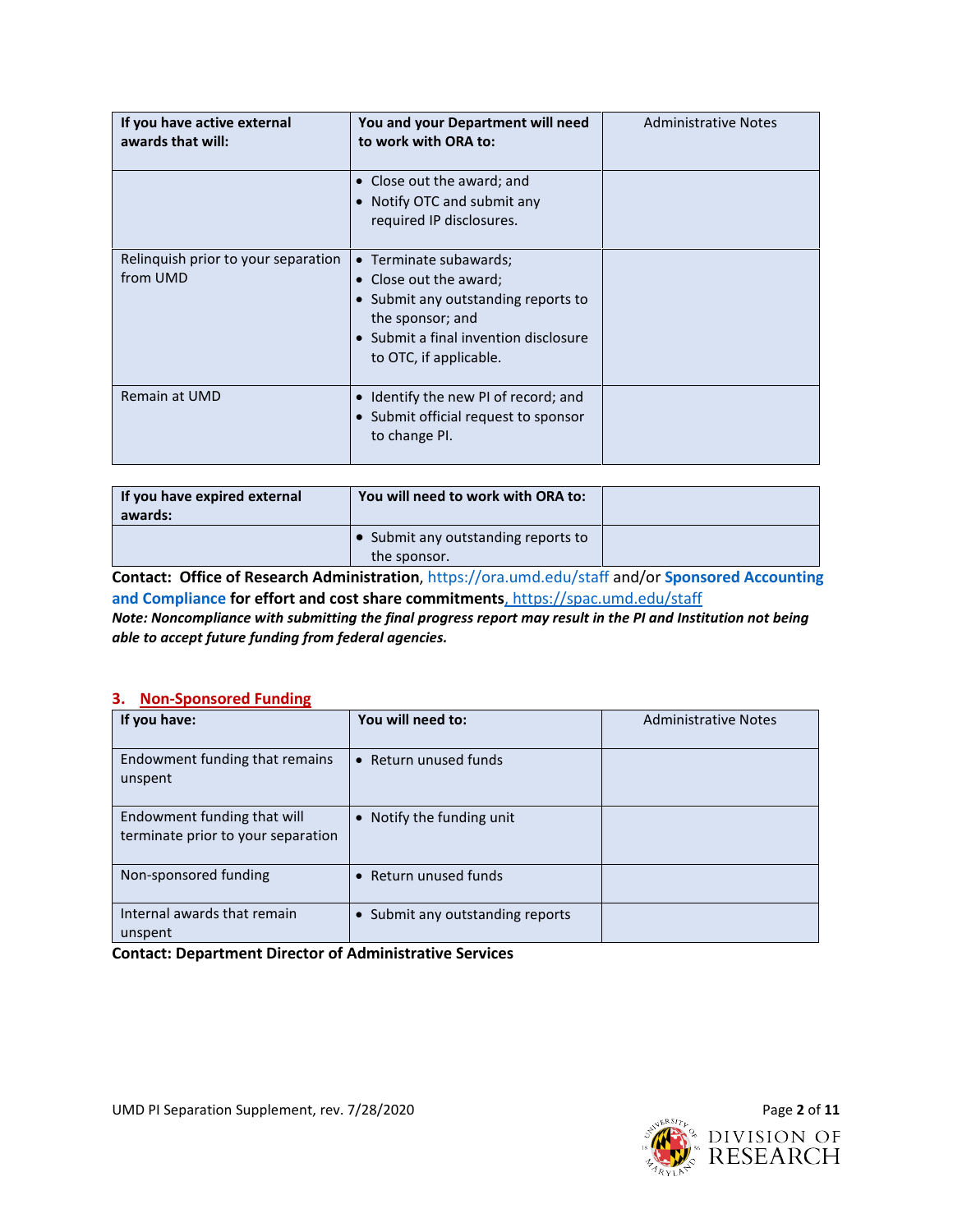| If you have active external awards that will: | You and your Department will need to work with ORA to: | Administrative Notes |
|---|---|---|
| | • Close out the award; and<br>• Notify OTC and submit any required IP disclosures. | |
| Relinquish prior to your separation from UMD | • Terminate subawards;<br>• Close out the award;<br>• Submit any outstanding reports to the sponsor; and<br>• Submit a final invention disclosure to OTC, if applicable. | |
| Remain at UMD | • Identify the new PI of record; and<br>• Submit official request to sponsor to change PI. | |

| If you have expired external awards: | You will need to work with ORA to: | |
|---|---|---|
| | • Submit any outstanding reports to the sponsor. | |

**Contact: Office of Research Administration**, https://ora.umd.edu/staff and/or **Sponsored Accounting and Compliance for effort and cost share commitments**, https://spac.umd.edu/staff

***Note: Noncompliance with submitting the final progress report may result in the PI and Institution not being able to accept future funding from federal agencies.***

## 3. Non-Sponsored Funding

| If you have: | You will need to: | Administrative Notes |
|---|---|---|
| Endowment funding that remains unspent | • Return unused funds | |
| Endowment funding that will terminate prior to your separation | • Notify the funding unit | |
| Non-sponsored funding | • Return unused funds | |
| Internal awards that remain unspent | • Submit any outstanding reports | |

**Contact: Department Director of Administrative Services**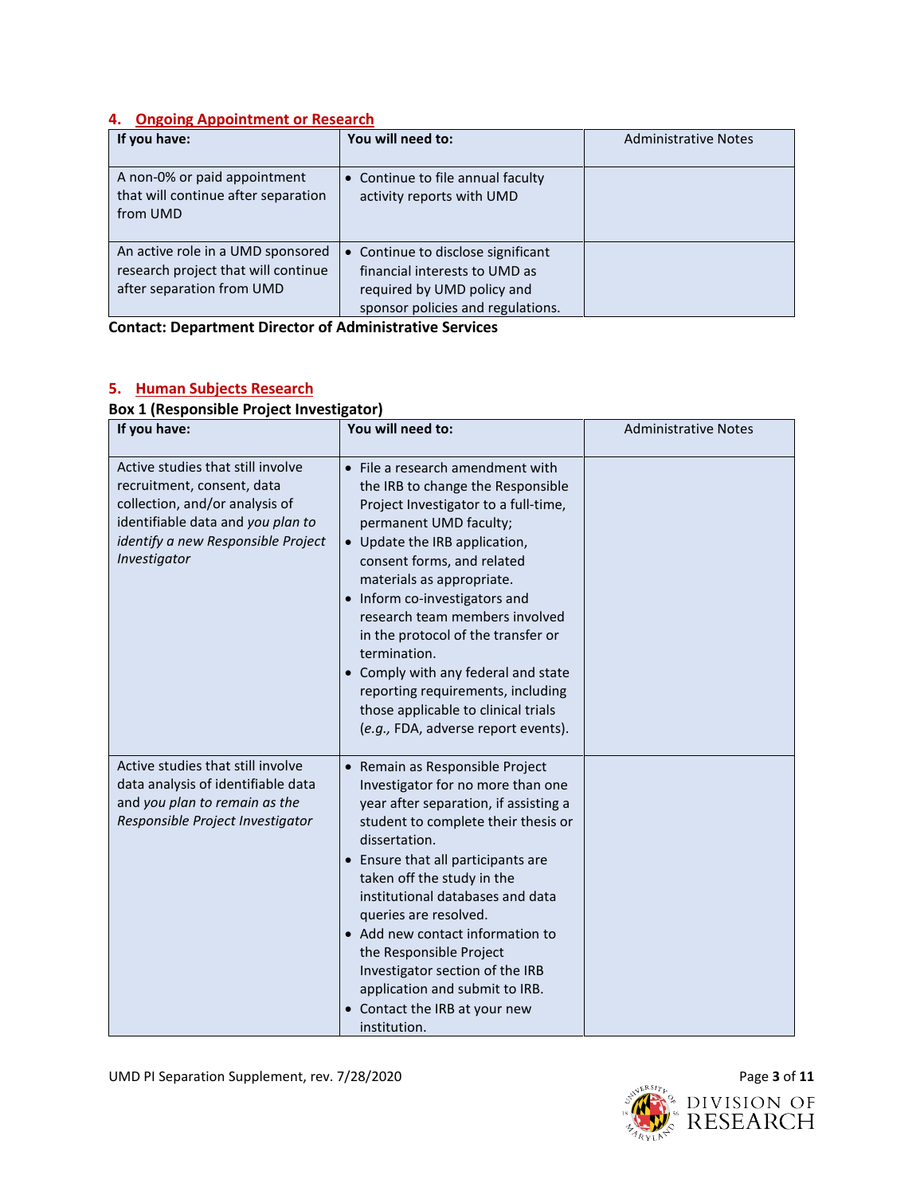## 4. Ongoing Appointment or Research

| If you have: | You will need to: | Administrative Notes |
|---|---|---|
| A non-0% or paid appointment that will continue after separation from UMD | • Continue to file annual faculty activity reports with UMD | |
| An active role in a UMD sponsored research project that will continue after separation from UMD | • Continue to disclose significant financial interests to UMD as required by UMD policy and sponsor policies and regulations. | |

**Contact: Department Director of Administrative Services**

## 5. Human Subjects Research

**Box 1 (Responsible Project Investigator)**

| If you have: | You will need to: | Administrative Notes |
|---|---|---|
| Active studies that still involve recruitment, consent, data collection, and/or analysis of identifiable data and *you plan to identify a new Responsible Project Investigator* | • File a research amendment with the IRB to change the Responsible Project Investigator to a full-time, permanent UMD faculty;<br>• Update the IRB application, consent forms, and related materials as appropriate.<br>• Inform co-investigators and research team members involved in the protocol of the transfer or termination.<br>• Comply with any federal and state reporting requirements, including those applicable to clinical trials (*e.g.,* FDA, adverse report events). | |
| Active studies that still involve data analysis of identifiable data and *you plan to remain as the Responsible Project Investigator* | • Remain as Responsible Project Investigator for no more than one year after separation, if assisting a student to complete their thesis or dissertation.<br>• Ensure that all participants are taken off the study in the institutional databases and data queries are resolved.<br>• Add new contact information to the Responsible Project Investigator section of the IRB application and submit to IRB.<br>• Contact the IRB at your new institution. | |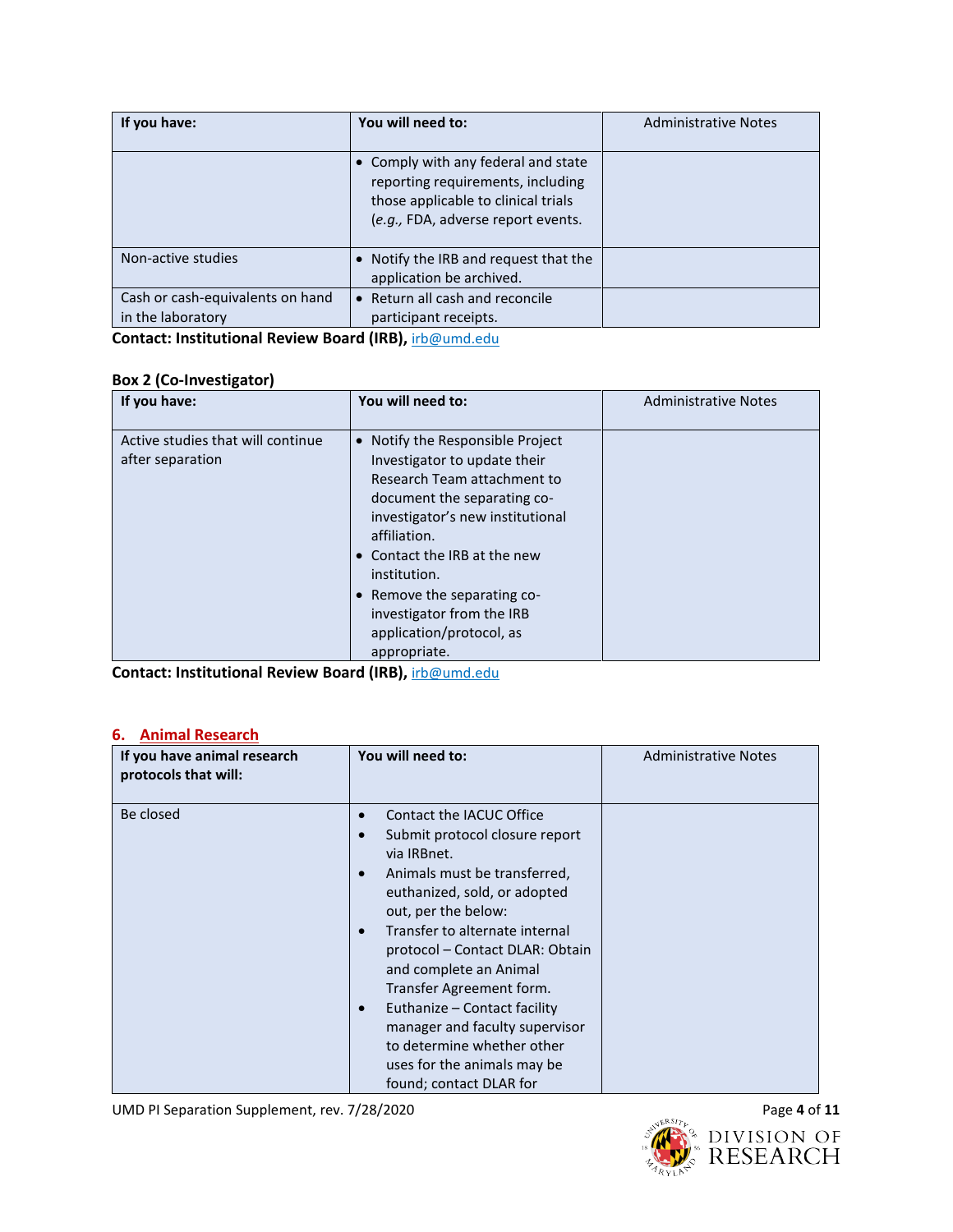| If you have: | You will need to: | Administrative Notes |
|---|---|---|
| | • Comply with any federal and state reporting requirements, including those applicable to clinical trials (*e.g.,* FDA, adverse report events. | |
| Non-active studies | • Notify the IRB and request that the application be archived. | |
| Cash or cash-equivalents on hand in the laboratory | • Return all cash and reconcile participant receipts. | |

**Contact: Institutional Review Board (IRB),** irb@umd.edu

**Box 2 (Co-Investigator)**

| If you have: | You will need to: | Administrative Notes |
|---|---|---|
| Active studies that will continue after separation | • Notify the Responsible Project Investigator to update their Research Team attachment to document the separating co-investigator's new institutional affiliation.<br>• Contact the IRB at the new institution.<br>• Remove the separating co-investigator from the IRB application/protocol, as appropriate. | |

**Contact: Institutional Review Board (IRB),** irb@umd.edu

## 6. Animal Research

| If you have animal research protocols that will: | You will need to: | Administrative Notes |
|---|---|---|
| Be closed | • Contact the IACUC Office<br>• Submit protocol closure report via IRBnet.<br>• Animals must be transferred, euthanized, sold, or adopted out, per the below:<br>• Transfer to alternate internal protocol – Contact DLAR: Obtain and complete an Animal Transfer Agreement form.<br>• Euthanize – Contact facility manager and faculty supervisor to determine whether other uses for the animals may be found; contact DLAR for | |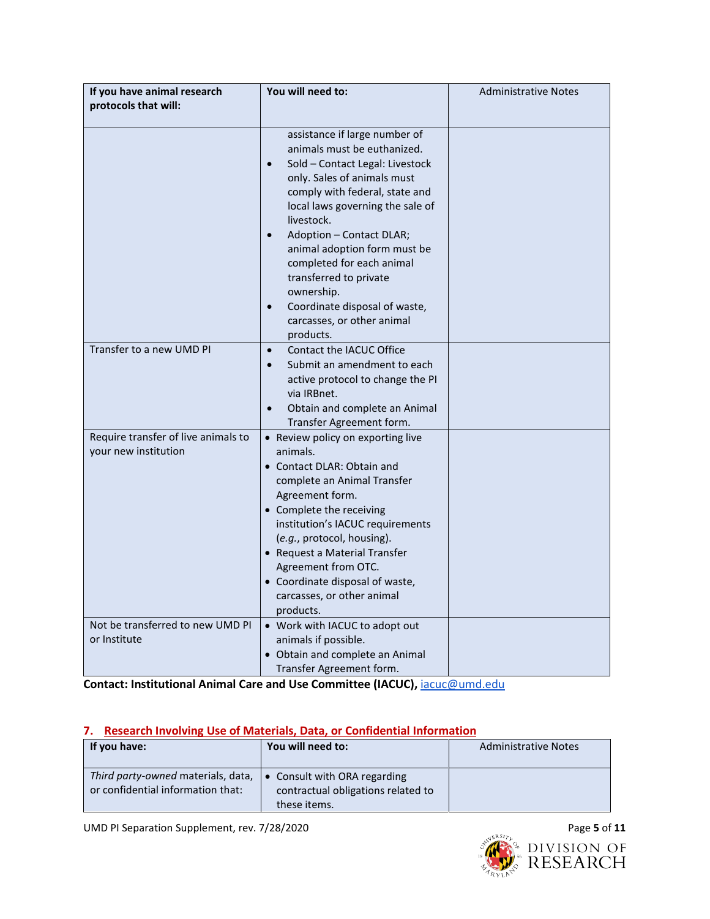| If you have animal research protocols that will: | You will need to: | Administrative Notes |
|---|---|---|
| | assistance if large number of animals must be euthanized.<br>• Sold – Contact Legal: Livestock only. Sales of animals must comply with federal, state and local laws governing the sale of livestock.<br>• Adoption – Contact DLAR; animal adoption form must be completed for each animal transferred to private ownership.<br>• Coordinate disposal of waste, carcasses, or other animal products. | |
| Transfer to a new UMD PI | • Contact the IACUC Office<br>• Submit an amendment to each active protocol to change the PI via IRBnet.<br>• Obtain and complete an Animal Transfer Agreement form. | |
| Require transfer of live animals to your new institution | • Review policy on exporting live animals.<br>• Contact DLAR: Obtain and complete an Animal Transfer Agreement form.<br>• Complete the receiving institution's IACUC requirements (*e.g.*, protocol, housing).<br>• Request a Material Transfer Agreement from OTC.<br>• Coordinate disposal of waste, carcasses, or other animal products. | |
| Not be transferred to new UMD PI or Institute | • Work with IACUC to adopt out animals if possible.<br>• Obtain and complete an Animal Transfer Agreement form. | |

**Contact: Institutional Animal Care and Use Committee (IACUC),** iacuc@umd.edu

## 7. Research Involving Use of Materials, Data, or Confidential Information

| If you have: | You will need to: | Administrative Notes |
|---|---|---|
| *Third party-owned* materials, data, or confidential information that: | • Consult with ORA regarding contractual obligations related to these items. | |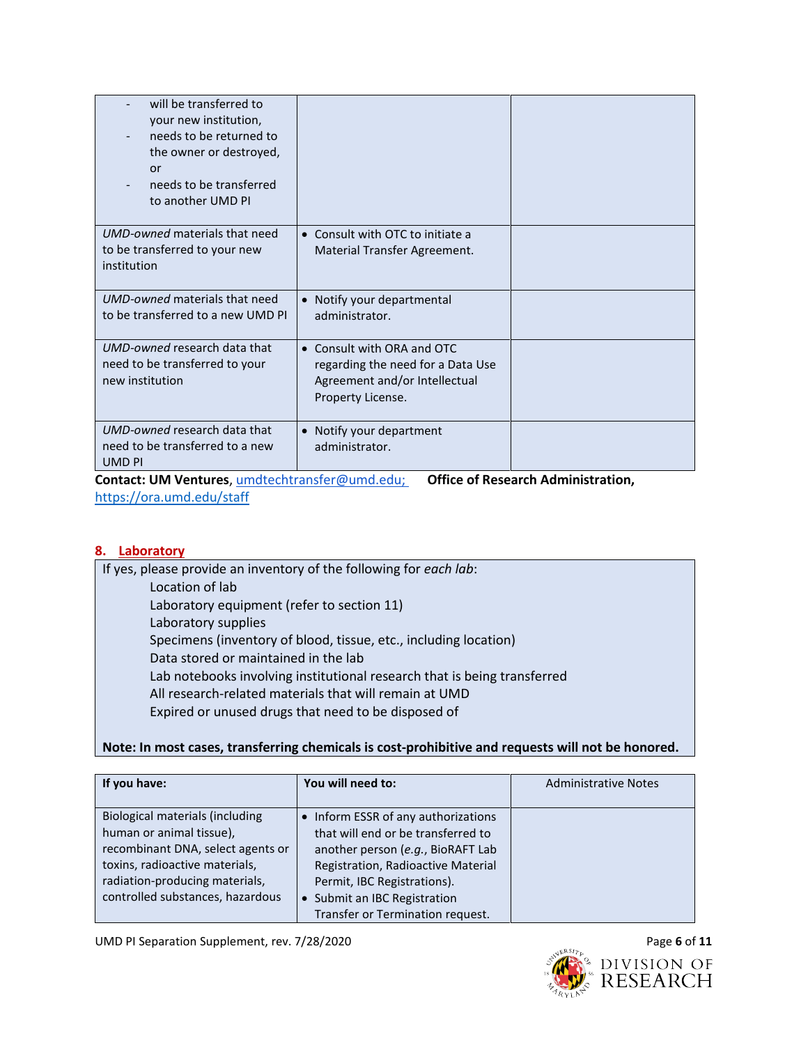| | | |
|---|---|---|
| - will be transferred to your new institution,<br>- needs to be returned to the owner or destroyed, or<br>- needs to be transferred to another UMD PI | | |
| *UMD-owned* materials that need to be transferred to your new institution | • Consult with OTC to initiate a Material Transfer Agreement. | |
| *UMD-owned* materials that need to be transferred to a new UMD PI | • Notify your departmental administrator. | |
| *UMD-owned* research data that need to be transferred to your new institution | • Consult with ORA and OTC regarding the need for a Data Use Agreement and/or Intellectual Property License. | |
| *UMD-owned* research data that need to be transferred to a new UMD PI | • Notify your department administrator. | |

**Contact: UM Ventures**, umdtechtransfer@umd.edu; **Office of Research Administration,** https://ora.umd.edu/staff

## 8. Laboratory

If yes, please provide an inventory of the following for *each lab*:

- Location of lab
- Laboratory equipment (refer to section 11)
- Laboratory supplies
- Specimens (inventory of blood, tissue, etc., including location)
- Data stored or maintained in the lab
- Lab notebooks involving institutional research that is being transferred
- All research-related materials that will remain at UMD
- Expired or unused drugs that need to be disposed of

**Note: In most cases, transferring chemicals is cost-prohibitive and requests will not be honored.**

| **If you have:** | **You will need to:** | Administrative Notes |
|---|---|---|
| Biological materials (including human or animal tissue), recombinant DNA, select agents or toxins, radioactive materials, radiation-producing materials, controlled substances, hazardous | • Inform ESSR of any authorizations that will end or be transferred to another person (*e.g.*, BioRAFT Lab Registration, Radioactive Material Permit, IBC Registrations).<br>• Submit an IBC Registration Transfer or Termination request. | |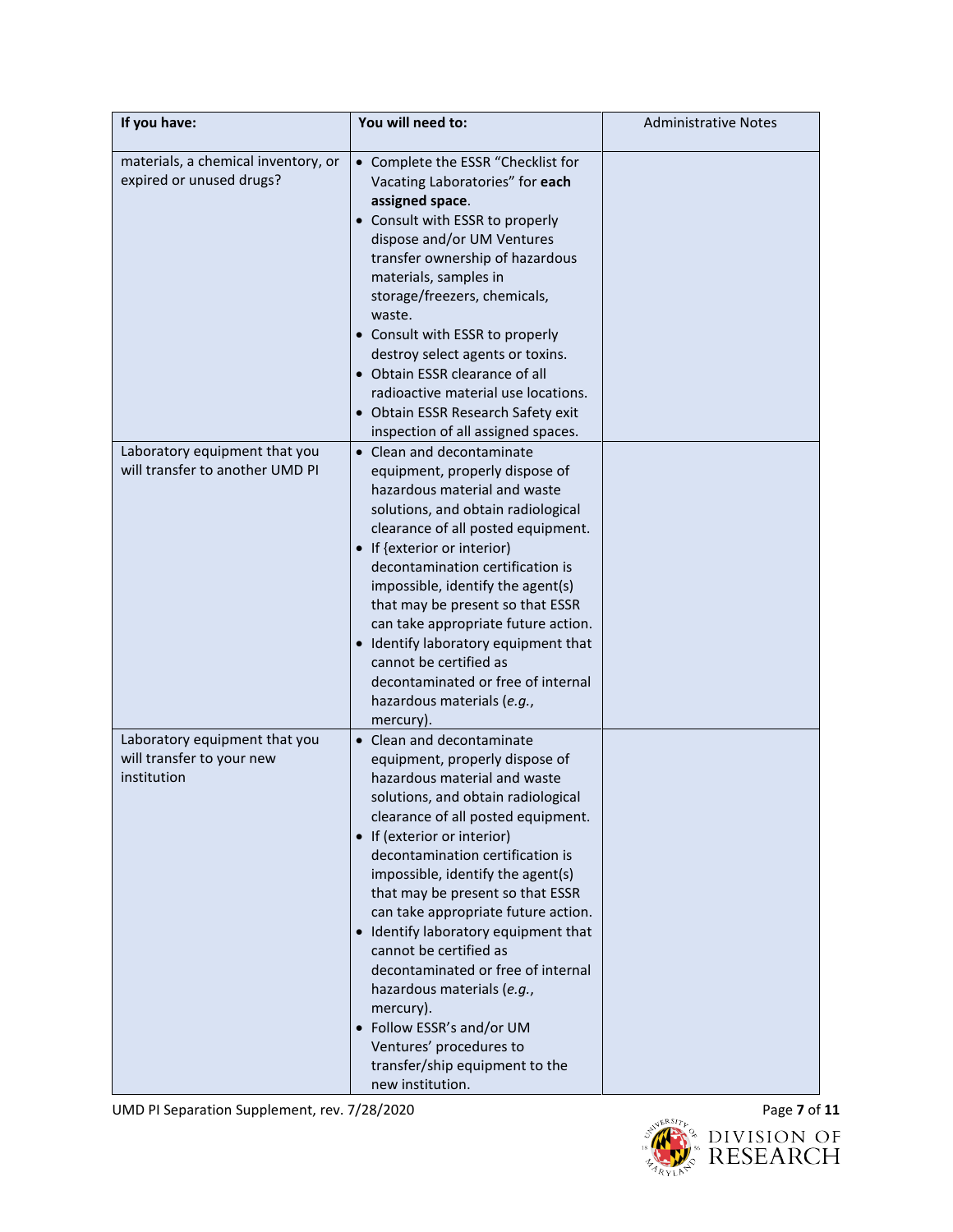| If you have: | You will need to: | Administrative Notes |
|---|---|---|
| materials, a chemical inventory, or expired or unused drugs? | • Complete the ESSR "Checklist for Vacating Laboratories" for **each assigned space**.<br>• Consult with ESSR to properly dispose and/or UM Ventures transfer ownership of hazardous materials, samples in storage/freezers, chemicals, waste.<br>• Consult with ESSR to properly destroy select agents or toxins.<br>• Obtain ESSR clearance of all radioactive material use locations.<br>• Obtain ESSR Research Safety exit inspection of all assigned spaces. | |
| Laboratory equipment that you will transfer to another UMD PI | • Clean and decontaminate equipment, properly dispose of hazardous material and waste solutions, and obtain radiological clearance of all posted equipment.<br>• If {exterior or interior) decontamination certification is impossible, identify the agent(s) that may be present so that ESSR can take appropriate future action.<br>• Identify laboratory equipment that cannot be certified as decontaminated or free of internal hazardous materials (*e.g.*, mercury). | |
| Laboratory equipment that you will transfer to your new institution | • Clean and decontaminate equipment, properly dispose of hazardous material and waste solutions, and obtain radiological clearance of all posted equipment.<br>• If (exterior or interior) decontamination certification is impossible, identify the agent(s) that may be present so that ESSR can take appropriate future action.<br>• Identify laboratory equipment that cannot be certified as decontaminated or free of internal hazardous materials (*e.g.*, mercury).<br>• Follow ESSR's and/or UM Ventures' procedures to transfer/ship equipment to the new institution. | |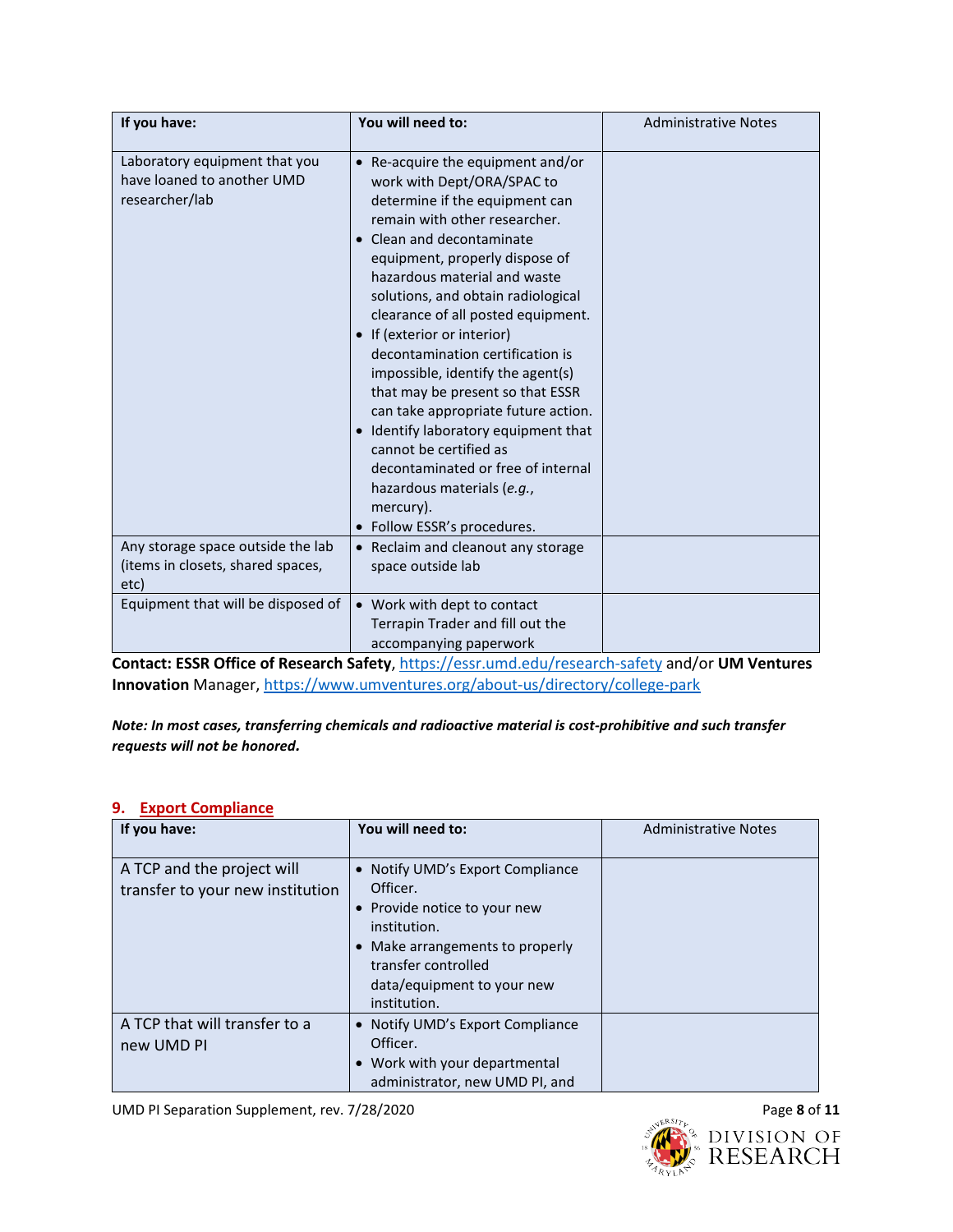| If you have: | You will need to: | Administrative Notes |
|---|---|---|
| Laboratory equipment that you have loaned to another UMD researcher/lab | • Re-acquire the equipment and/or work with Dept/ORA/SPAC to determine if the equipment can remain with other researcher.<br>• Clean and decontaminate equipment, properly dispose of hazardous material and waste solutions, and obtain radiological clearance of all posted equipment.<br>• If (exterior or interior) decontamination certification is impossible, identify the agent(s) that may be present so that ESSR can take appropriate future action.<br>• Identify laboratory equipment that cannot be certified as decontaminated or free of internal hazardous materials (*e.g.*, mercury).<br>• Follow ESSR's procedures. | |
| Any storage space outside the lab (items in closets, shared spaces, etc) | • Reclaim and cleanout any storage space outside lab | |
| Equipment that will be disposed of | • Work with dept to contact Terrapin Trader and fill out the accompanying paperwork | |

**Contact: ESSR Office of Research Safety**, https://essr.umd.edu/research-safety and/or **UM Ventures Innovation** Manager, https://www.umventures.org/about-us/directory/college-park

***Note: In most cases, transferring chemicals and radioactive material is cost-prohibitive and such transfer requests will not be honored.***

## 9. Export Compliance

| If you have: | You will need to: | Administrative Notes |
|---|---|---|
| A TCP and the project will transfer to your new institution | • Notify UMD's Export Compliance Officer.<br>• Provide notice to your new institution.<br>• Make arrangements to properly transfer controlled data/equipment to your new institution. | |
| A TCP that will transfer to a new UMD PI | • Notify UMD's Export Compliance Officer.<br>• Work with your departmental administrator, new UMD PI, and | |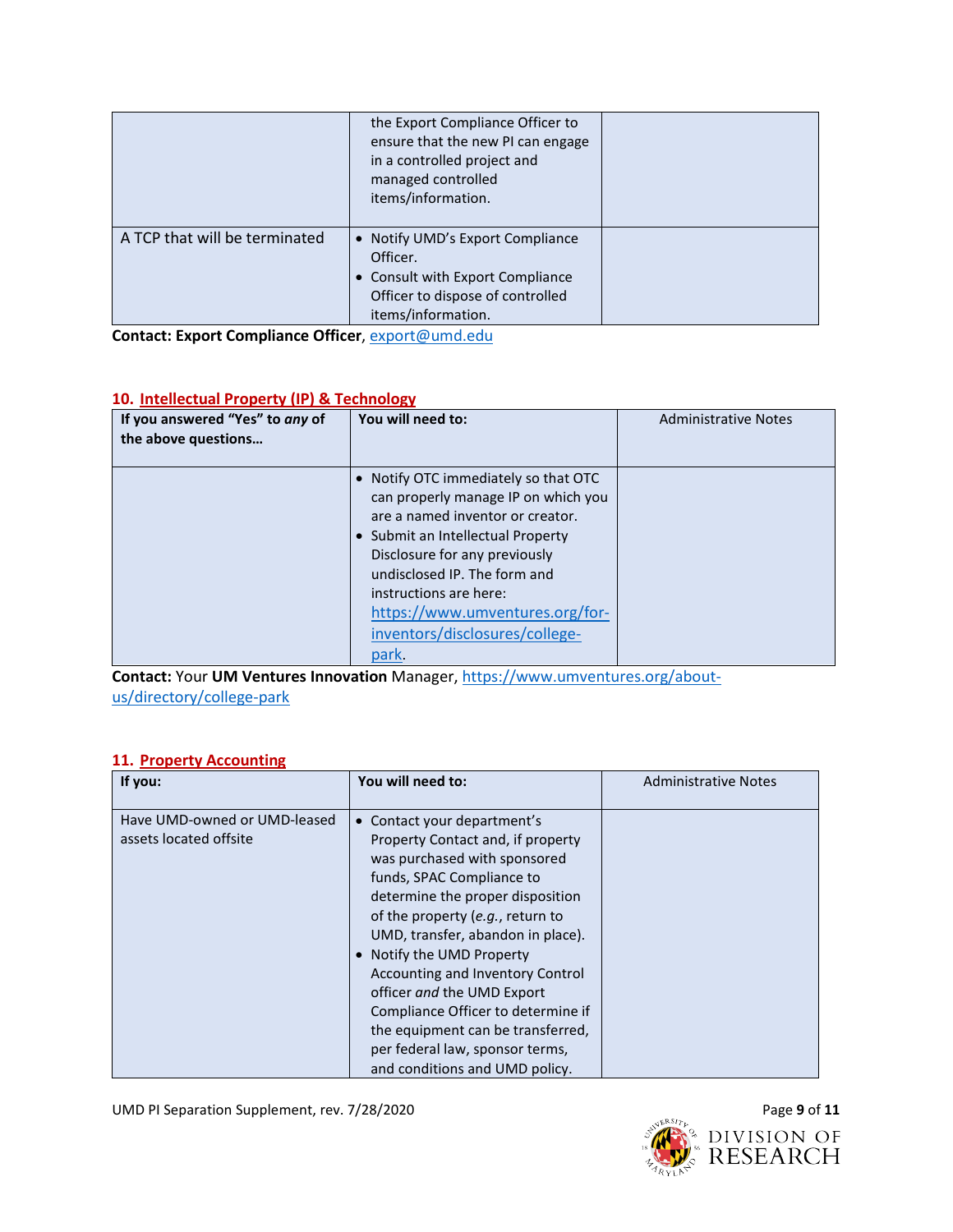| | | |
|---|---|---|
| | the Export Compliance Officer to ensure that the new PI can engage in a controlled project and managed controlled items/information. | |
| A TCP that will be terminated | • Notify UMD's Export Compliance Officer.<br>• Consult with Export Compliance Officer to dispose of controlled items/information. | |

**Contact: Export Compliance Officer**, export@umd.edu

## 10. Intellectual Property (IP) & Technology

| If you answered "Yes" to *any* of the above questions… | You will need to: | Administrative Notes |
|---|---|---|
| | • Notify OTC immediately so that OTC can properly manage IP on which you are a named inventor or creator.<br>• Submit an Intellectual Property Disclosure for any previously undisclosed IP. The form and instructions are here: https://www.umventures.org/for-inventors/disclosures/college-park. | |

**Contact:** Your **UM Ventures Innovation** Manager, https://www.umventures.org/about-us/directory/college-park

## 11. Property Accounting

| If you: | You will need to: | Administrative Notes |
|---|---|---|
| Have UMD-owned or UMD-leased assets located offsite | • Contact your department's Property Contact and, if property was purchased with sponsored funds, SPAC Compliance to determine the proper disposition of the property (*e.g.*, return to UMD, transfer, abandon in place).<br>• Notify the UMD Property Accounting and Inventory Control officer *and* the UMD Export Compliance Officer to determine if the equipment can be transferred, per federal law, sponsor terms, and conditions and UMD policy. | |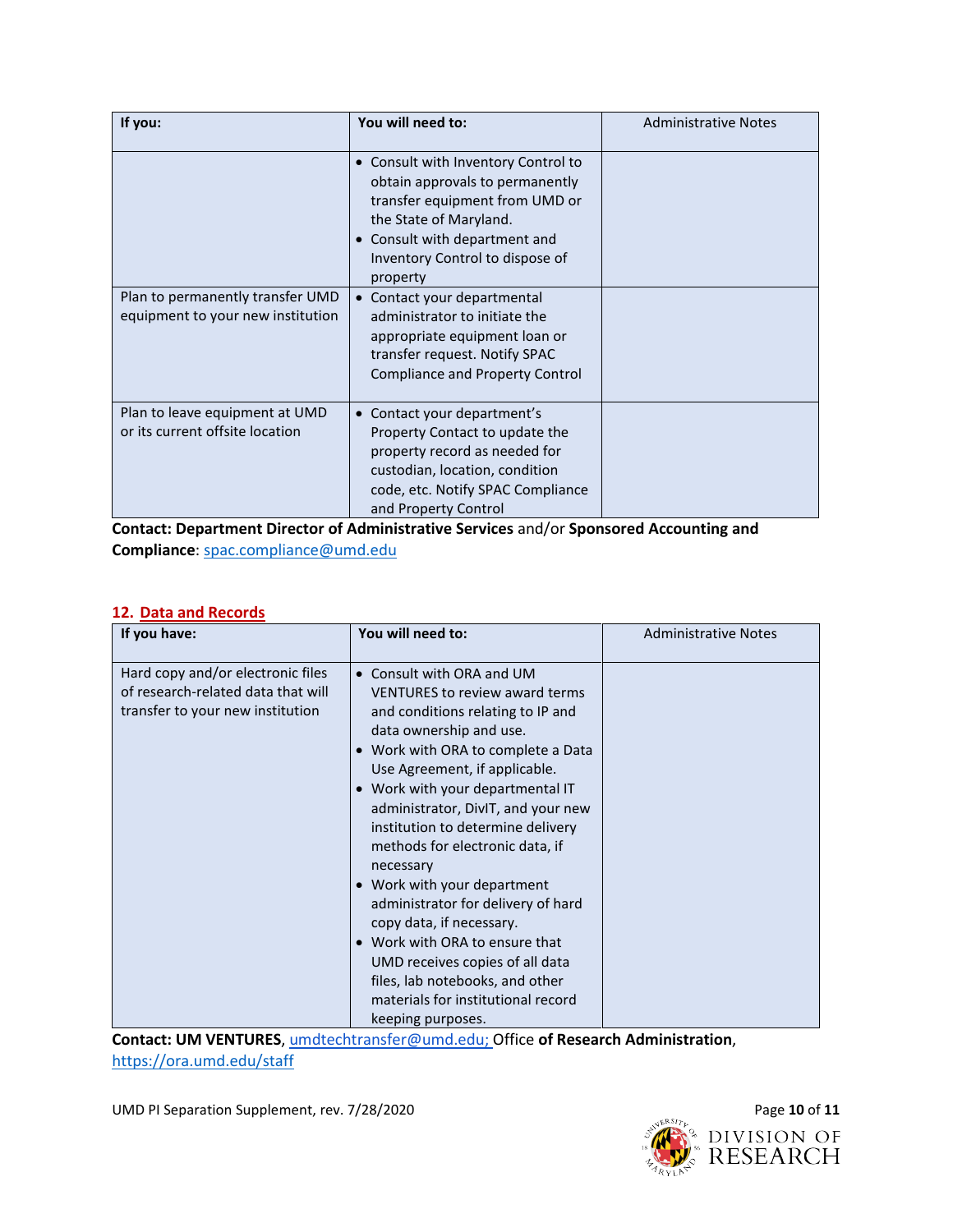| If you: | You will need to: | Administrative Notes |
| --- | --- | --- |
| | • Consult with Inventory Control to obtain approvals to permanently transfer equipment from UMD or the State of Maryland.<br>• Consult with department and Inventory Control to dispose of property | |
| Plan to permanently transfer UMD equipment to your new institution | • Contact your departmental administrator to initiate the appropriate equipment loan or transfer request. Notify SPAC Compliance and Property Control | |
| Plan to leave equipment at UMD or its current offsite location | • Contact your department's Property Contact to update the property record as needed for custodian, location, condition code, etc. Notify SPAC Compliance and Property Control | |

**Contact: Department Director of Administrative Services** and/or **Sponsored Accounting and Compliance**: spac.compliance@umd.edu

## 12. Data and Records

| If you have: | You will need to: | Administrative Notes |
| --- | --- | --- |
| Hard copy and/or electronic files of research-related data that will transfer to your new institution | • Consult with ORA and UM VENTURES to review award terms and conditions relating to IP and data ownership and use.<br>• Work with ORA to complete a Data Use Agreement, if applicable.<br>• Work with your departmental IT administrator, DivIT, and your new institution to determine delivery methods for electronic data, if necessary<br>• Work with your department administrator for delivery of hard copy data, if necessary.<br>• Work with ORA to ensure that UMD receives copies of all data files, lab notebooks, and other materials for institutional record keeping purposes. | |

**Contact: UM VENTURES**, umdtechtransfer@umd.edu; Office **of Research Administration**, https://ora.umd.edu/staff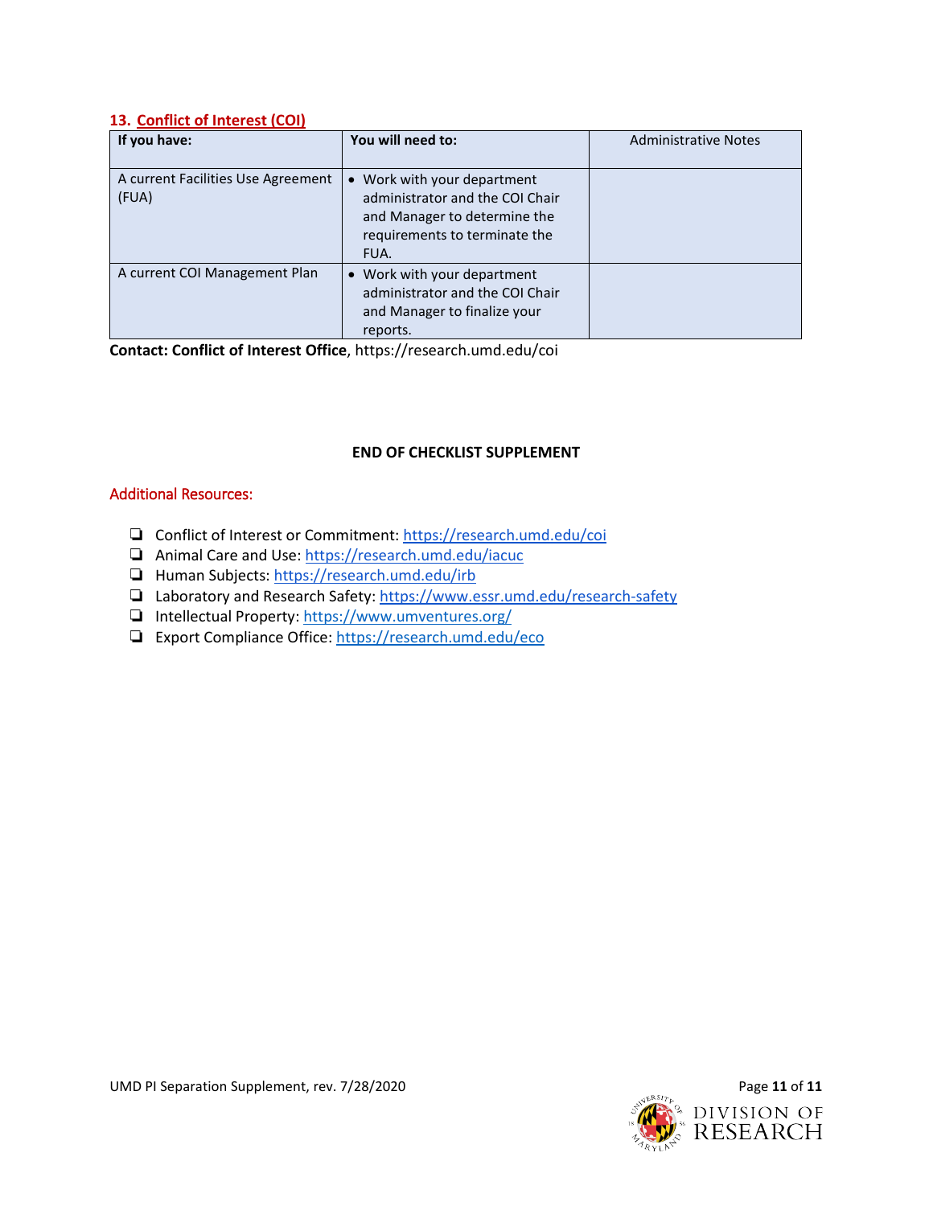## 13. Conflict of Interest (COI)

| If you have: | You will need to: | Administrative Notes |
|---|---|---|
| A current Facilities Use Agreement (FUA) | • Work with your department administrator and the COI Chair and Manager to determine the requirements to terminate the FUA. | |
| A current COI Management Plan | • Work with your department administrator and the COI Chair and Manager to finalize your reports. | |

**Contact: Conflict of Interest Office**, https://research.umd.edu/coi

**END OF CHECKLIST SUPPLEMENT**

### Additional Resources:

- ❏ Conflict of Interest or Commitment: https://research.umd.edu/coi
- ❏ Animal Care and Use: https://research.umd.edu/iacuc
- ❏ Human Subjects: https://research.umd.edu/irb
- ❏ Laboratory and Research Safety: https://www.essr.umd.edu/research-safety
- ❏ Intellectual Property: https://www.umventures.org/
- ❏ Export Compliance Office: https://research.umd.edu/eco